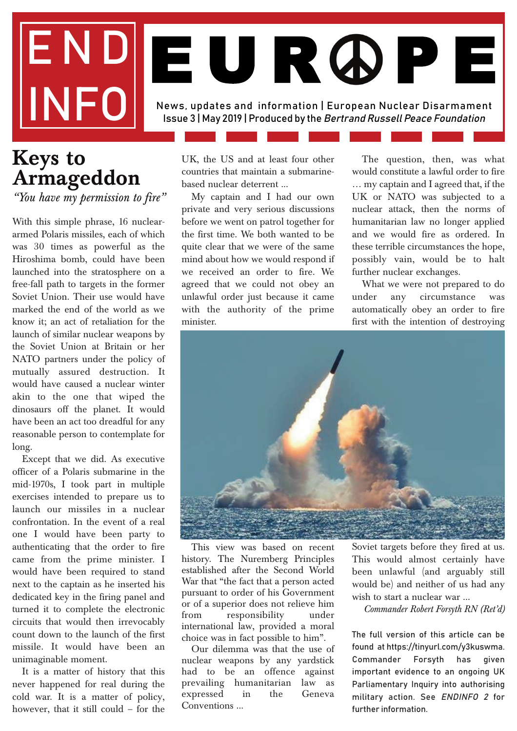# END INFO — EUROPE

News, updates and information | European Nuclear Disarmament
Issue 3 | May 2019 | Produced by the *Bertrand Russell Peace Foundation*

## Keys to Armageddon

*"You have my permission to fire"*

With this simple phrase, 16 nuclear-armed Polaris missiles, each of which was 30 times as powerful as the Hiroshima bomb, could have been launched into the stratosphere on a free-fall path to targets in the former Soviet Union. Their use would have marked the end of the world as we know it; an act of retaliation for the launch of similar nuclear weapons by the Soviet Union at Britain or her NATO partners under the policy of mutually assured destruction. It would have caused a nuclear winter akin to the one that wiped the dinosaurs off the planet. It would have been an act too dreadful for any reasonable person to contemplate for long.

Except that we did. As executive officer of a Polaris submarine in the mid-1970s, I took part in multiple exercises intended to prepare us to launch our missiles in a nuclear confrontation. In the event of a real one I would have been party to authenticating that the order to fire came from the prime minister. I would have been required to stand next to the captain as he inserted his dedicated key in the firing panel and turned it to complete the electronic circuits that would then irrevocably count down to the launch of the first missile. It would have been an unimaginable moment.

It is a matter of history that this never happened for real during the cold war. It is a matter of policy, however, that it still could – for the UK, the US and at least four other countries that maintain a submarine-based nuclear deterrent ...

My captain and I had our own private and very serious discussions before we went on patrol together for the first time. We both wanted to be quite clear that we were of the same mind about how we would respond if we received an order to fire. We agreed that we could not obey an unlawful order just because it came with the authority of the prime minister.

The question, then, was what would constitute a lawful order to fire … my captain and I agreed that, if the UK or NATO was subjected to a nuclear attack, then the norms of humanitarian law no longer applied and we would fire as ordered. In these terrible circumstances the hope, possibly vain, would be to halt further nuclear exchanges.

What we were not prepared to do under any circumstance was automatically obey an order to fire first with the intention of destroying Soviet targets before they fired at us. This would almost certainly have been unlawful (and arguably still would be) and neither of us had any wish to start a nuclear war ...

This view was based on recent history. The Nuremberg Principles established after the Second World War that "the fact that a person acted pursuant to order of his Government or of a superior does not relieve him from responsibility under international law, provided a moral choice was in fact possible to him".

Our dilemma was that the use of nuclear weapons by any yardstick had to be an offence against prevailing humanitarian law as expressed in the Geneva Conventions ...

*Commander Robert Forsyth RN (Ret'd)*

The full version of this article can be found at https://tinyurl.com/y3kuswma. Commander Forsyth has given important evidence to an ongoing UK Parliamentary Inquiry into authorising military action. See *ENDINFO 2* for further information.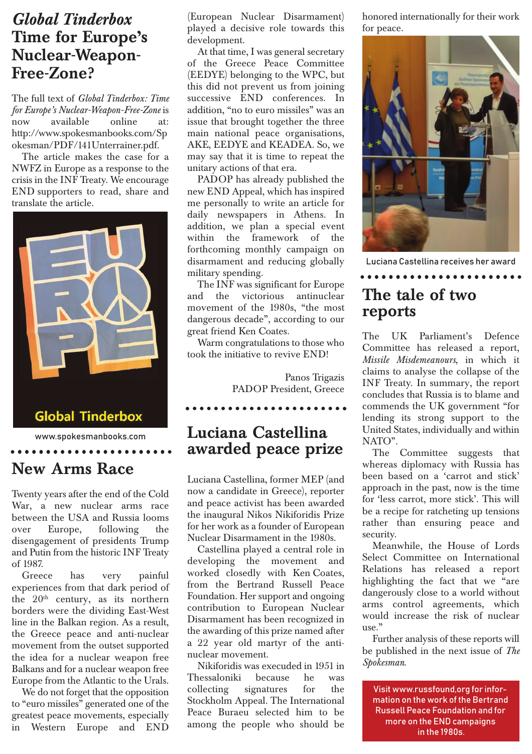## *Global Tinderbox* Time for Europe's Nuclear-Weapon-Free-Zone?

The full text of *Global Tinderbox: Time for Europe's Nuclear-Weapon-Free-Zone* is now available online at: http://www.spokesmanbooks.com/Spokesman/PDF/141Unterrainer.pdf.

The article makes the case for a NWFZ in Europe as a response to the crisis in the INF Treaty. We encourage END supporters to read, share and translate the article.

Global Tinderbox

www.spokesmanbooks.com

## New Arms Race

Twenty years after the end of the Cold War, a new nuclear arms race between the USA and Russia looms over Europe, following the disengagement of presidents Trump and Putin from the historic INF Treaty of 1987.

Greece has very painful experiences from that dark period of the 20th century, as its northern borders were the dividing East-West line in the Balkan region. As a result, the Greece peace and anti-nuclear movement from the outset supported the idea for a nuclear weapon free Balkans and for a nuclear weapon free Europe from the Atlantic to the Urals.

We do not forget that the opposition to "euro missiles" generated one of the greatest peace movements, especially in Western Europe and END (European Nuclear Disarmament) played a decisive role towards this development.

At that time, I was general secretary of the Greece Peace Committee (EEDYE) belonging to the WPC, but this did not prevent us from joining successive END conferences. In addition, "no to euro missiles" was an issue that brought together the three main national peace organisations, AKE, EEDYE and KEADEA. So, we may say that it is time to repeat the unitary actions of that era.

PADOP has already published the new END Appeal, which has inspired me personally to write an article for daily newspapers in Athens. In addition, we plan a special event within the framework of the forthcoming monthly campaign on disarmament and reducing globally military spending.

The INF was significant for Europe and the victorious antinuclear movement of the 1980s, "the most dangerous decade", according to our great friend Ken Coates.

Warm congratulations to those who took the initiative to revive END!

Panos Trigazis
PADOP President, Greece

## Luciana Castellina awarded peace prize

Luciana Castellina, former MEP (and now a candidate in Greece), reporter and peace activist has been awarded the inaugural Nikos Nikiforidis Prize for her work as a founder of European Nuclear Disarmament in the 1980s.

Castellina played a central role in developing the movement and worked closedly with Ken Coates, from the Bertrand Russell Peace Foundation. Her support and ongoing contribution to European Nuclear Disarmament has been recognized in the awarding of this prize named after a 22 year old martyr of the anti-nuclear movement.

Nikiforidis was executed in 1951 in Thessaloniki because he was collecting signatures for the Stockholm Appeal. The International Peace Buraeu selected him to be among the people who should be honored internationally for their work for peace.

Luciana Castellina receives her award

## The tale of two reports

The UK Parliament's Defence Committee has released a report, *Missile Misdemeanours*, in which it claims to analyse the collapse of the INF Treaty. In summary, the report concludes that Russia is to blame and commends the UK government "for lending its strong support to the United States, individually and within NATO".

The Committee suggests that whereas diplomacy with Russia has been based on a 'carrot and stick' approach in the past, now is the time for 'less carrot, more stick'. This will be a recipe for ratcheting up tensions rather than ensuring peace and security.

Meanwhile, the House of Lords Select Committee on International Relations has released a report highlighting the fact that we "are dangerously close to a world without arms control agreements, which would increase the risk of nuclear use."

Further analysis of these reports will be published in the next issue of *The Spokesman*.

Visit www.russfound.org for information on the work of the Bertrand Russell Peace Foundation and for more on the END campaigns in the 1980s.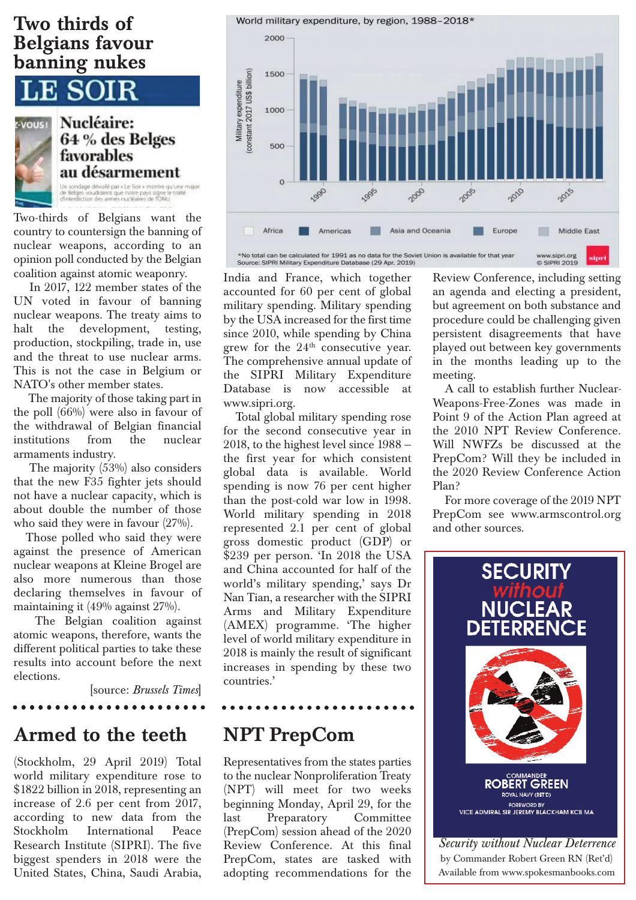# Two thirds of Belgians favour banning nukes

LE SOIR

**Nucléaire: 64 % des Belges favorables au désarmement**

Un sondage dévoilé par « Le Soir » montre qu'une majorité de Belges voudraient que notre pays signe le traité d'interdiction des armes nucléaires de l'ONU.

Two-thirds of Belgians want the country to countersign the banning of nuclear weapons, according to an opinion poll conducted by the Belgian coalition against atomic weaponry.

In 2017, 122 member states of the UN voted in favour of banning nuclear weapons. The treaty aims to halt the development, testing, production, stockpiling, trade in, use and the threat to use nuclear arms. This is not the case in Belgium or NATO's other member states.

The majority of those taking part in the poll (66%) were also in favour of the withdrawal of Belgian financial institutions from the nuclear armaments industry.

The majority (53%) also considers that the new F35 fighter jets should not have a nuclear capacity, which is about double the number of those who said they were in favour (27%).

Those polled who said they were against the presence of American nuclear weapons at Kleine Brogel are also more numerous than those declaring themselves in favour of maintaining it (49% against 27%).

The Belgian coalition against atomic weapons, therefore, wants the different political parties to take these results into account before the next elections.

[source: *Brussels Times*]

## Armed to the teeth

(Stockholm, 29 April 2019) Total world military expenditure rose to $1822 billion in 2018, representing an increase of 2.6 per cent from 2017, according to new data from the Stockholm International Peace Research Institute (SIPRI). The five biggest spenders in 2018 were the United States, China, Saudi Arabia, India and France, which together accounted for 60 per cent of global military spending. Military spending by the USA increased for the first time since 2010, while spending by China grew for the 24th consecutive year. The comprehensive annual update of the SIPRI Military Expenditure Database is now accessible at www.sipri.org.

World military expenditure, by region, 1988–2018*

*No total can be calculated for 1991 as no data for the Soviet Union is available for that year
Source: SIPRI Military Expenditure Database (29 Apr. 2019)

Total global military spending rose for the second consecutive year in 2018, to the highest level since 1988 – the first year for which consistent global data is available. World spending is now 76 per cent higher than the post-cold war low in 1998. World military spending in 2018 represented 2.1 per cent of global gross domestic product (GDP) or $239 per person. 'In 2018 the USA and China accounted for half of the world's military spending,' says Dr Nan Tian, a researcher with the SIPRI Arms and Military Expenditure (AMEX) programme. 'The higher level of world military expenditure in 2018 is mainly the result of significant increases in spending by these two countries.'

## NPT PrepCom

Representatives from the states parties to the nuclear Nonproliferation Treaty (NPT) will meet for two weeks beginning Monday, April 29, for the last Preparatory Committee (PrepCom) session ahead of the 2020 Review Conference. At this final PrepCom, states are tasked with adopting recommendations for the Review Conference, including setting an agenda and electing a president, but agreement on both substance and procedure could be challenging given persistent disagreements that have played out between key governments in the months leading up to the meeting.

A call to establish further Nuclear-Weapons-Free-Zones was made in Point 9 of the Action Plan agreed at the 2010 NPT Review Conference. Will NWFZs be discussed at the PrepCom? Will they be included in the 2020 Review Conference Action Plan?

For more coverage of the 2019 NPT PrepCom see www.armscontrol.org and other sources.

*Security without Nuclear Deterrence*
by Commander Robert Green RN (Ret'd)
Available from www.spokesmanbooks.com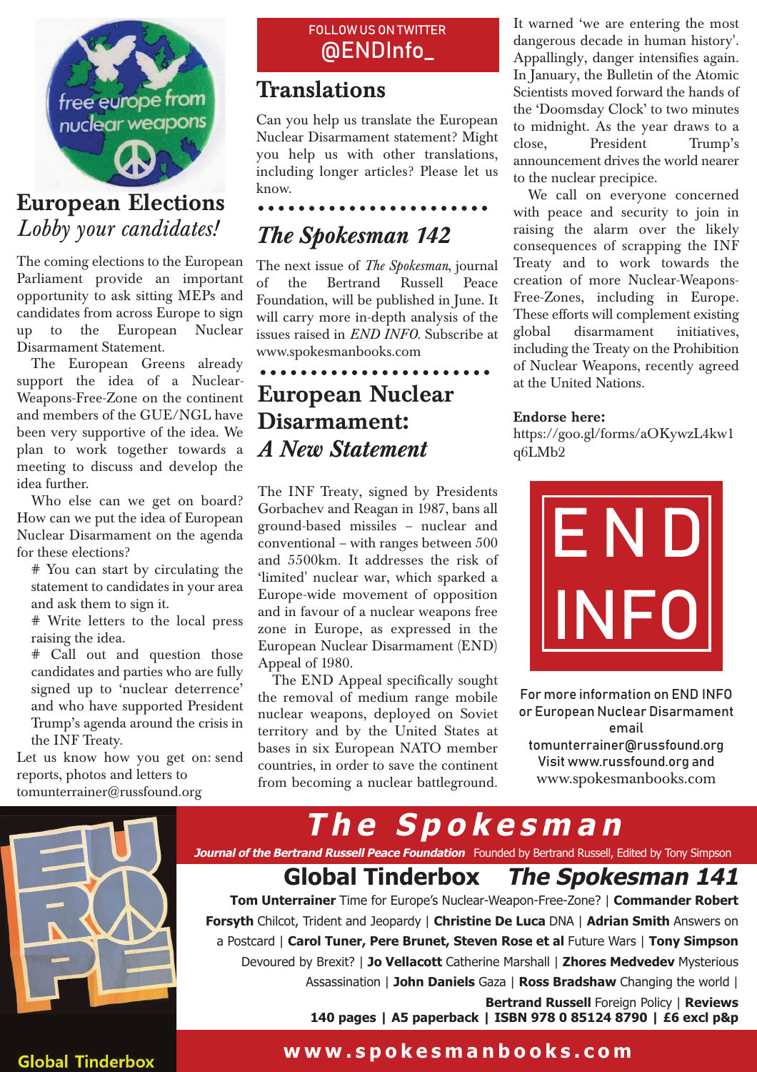free europe from nuclear weapons

## European Elections

### *Lobby your candidates!*

The coming elections to the European Parliament provide an important opportunity to ask sitting MEPs and candidates from across Europe to sign up to the European Nuclear Disarmament Statement.

The European Greens already support the idea of a Nuclear-Weapons-Free-Zone on the continent and members of the GUE/NGL have been very supportive of the idea. We plan to work together towards a meeting to discuss and develop the idea further.

Who else can we get on board? How can we put the idea of European Nuclear Disarmament on the agenda for these elections?

# You can start by circulating the statement to candidates in your area and ask them to sign it.

# Write letters to the local press raising the idea.

# Call out and question those candidates and parties who are fully signed up to 'nuclear deterrence' and who have supported President Trump's agenda around the crisis in the INF Treaty.

Let us know how you get on: send reports, photos and letters to tomunterrainer@russfound.org

FOLLOW US ON TWITTER
@ENDInfo_

## Translations

Can you help us translate the European Nuclear Disarmament statement? Might you help us with other translations, including longer articles? Please let us know.

## *The Spokesman 142*

The next issue of *The Spokesman*, journal of the Bertrand Russell Peace Foundation, will be published in June. It will carry more in-depth analysis of the issues raised in *END INFO*. Subscribe at www.spokesmanbooks.com

## European Nuclear Disarmament: *A New Statement*

The INF Treaty, signed by Presidents Gorbachev and Reagan in 1987, bans all ground-based missiles – nuclear and conventional – with ranges between 500 and 5500km. It addresses the risk of 'limited' nuclear war, which sparked a Europe-wide movement of opposition and in favour of a nuclear weapons free zone in Europe, as expressed in the European Nuclear Disarmament (END) Appeal of 1980.

The END Appeal specifically sought the removal of medium range mobile nuclear weapons, deployed on Soviet territory and by the United States at bases in six European NATO member countries, in order to save the continent from becoming a nuclear battleground. It warned 'we are entering the most dangerous decade in human history'. Appallingly, danger intensifies again. In January, the Bulletin of the Atomic Scientists moved forward the hands of the 'Doomsday Clock' to two minutes to midnight. As the year draws to a close, President Trump's announcement drives the world nearer to the nuclear precipice.

We call on everyone concerned with peace and security to join in raising the alarm over the likely consequences of scrapping the INF Treaty and to work towards the creation of more Nuclear-Weapons-Free-Zones, including in Europe. These efforts will complement existing global disarmament initiatives, including the Treaty on the Prohibition of Nuclear Weapons, recently agreed at the United Nations.

**Endorse here:**
https://goo.gl/forms/aOKywzL4kw1q6LMb2

END INFO

For more information on END INFO or European Nuclear Disarmament email
tomunterrainer@russfound.org
Visit www.russfound.org and www.spokesmanbooks.com

# *The Spokesman*

***Journal of the Bertrand Russell Peace Foundation*** Founded by Bertrand Russell, Edited by Tony Simpson

## Global Tinderbox *The Spokesman 141*

**Tom Unterrainer** Time for Europe's Nuclear-Weapon-Free-Zone? | **Commander Robert Forsyth** Chilcot, Trident and Jeopardy | **Christine De Luca** DNA | **Adrian Smith** Answers on a Postcard | **Carol Tuner, Pere Brunet, Steven Rose et al** Future Wars | **Tony Simpson** Devoured by Brexit? | **Jo Vellacott** Catherine Marshall | **Zhores Medvedev** Mysterious Assassination | **John Daniels** Gaza | **Ross Bradshaw** Changing the world | **Bertrand Russell** Foreign Policy | **Reviews**

**140 pages | A5 paperback | ISBN 978 0 85124 8790 | £6 excl p&p**

Global Tinderbox

**www.spokesmanbooks.com**